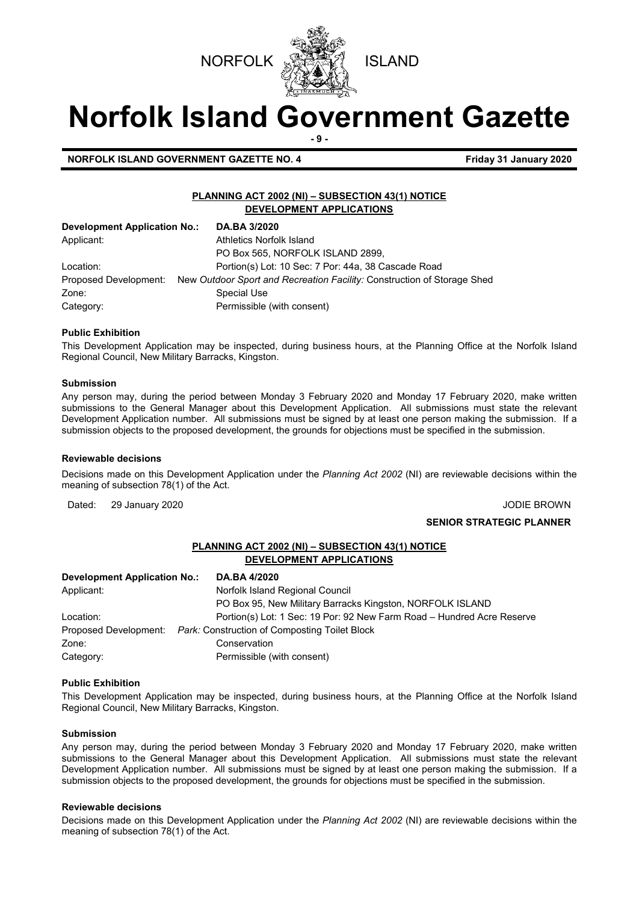NORFOLK ISLAND

# Norfolk Island Government Gazette

**NORFOLK ISLAND GOVERNMENT GAZETTE NO. 4** **Friday 31 January 2020**

## PLANNING ACT 2002 (NI) – SUBSECTION 43(1) NOTICE
## DEVELOPMENT APPLICATIONS

| | |
|---|---|
| **Development Application No.:** | **DA.BA 3/2020** |
| Applicant: | Athletics Norfolk Island<br>PO Box 565, NORFOLK ISLAND 2899, |
| Location: | Portion(s) Lot: 10 Sec: 7 Por: 44a, 38 Cascade Road |
| Proposed Development: | New *Outdoor Sport and Recreation Facility:* Construction of Storage Shed |
| Zone: | Special Use |
| Category: | Permissible (with consent) |

**Public Exhibition**

This Development Application may be inspected, during business hours, at the Planning Office at the Norfolk Island Regional Council, New Military Barracks, Kingston.

**Submission**

Any person may, during the period between Monday 3 February 2020 and Monday 17 February 2020, make written submissions to the General Manager about this Development Application. All submissions must state the relevant Development Application number. All submissions must be signed by at least one person making the submission. If a submission objects to the proposed development, the grounds for objections must be specified in the submission.

**Reviewable decisions**

Decisions made on this Development Application under the *Planning Act 2002* (NI) are reviewable decisions within the meaning of subsection 78(1) of the Act.

Dated: 29 January 2020 JODIE BROWN

**SENIOR STRATEGIC PLANNER**

## PLANNING ACT 2002 (NI) – SUBSECTION 43(1) NOTICE
## DEVELOPMENT APPLICATIONS

| | |
|---|---|
| **Development Application No.:** | **DA.BA 4/2020** |
| Applicant: | Norfolk Island Regional Council<br>PO Box 95, New Military Barracks Kingston, NORFOLK ISLAND |
| Location: | Portion(s) Lot: 1 Sec: 19 Por: 92 New Farm Road – Hundred Acre Reserve |
| Proposed Development: | *Park:* Construction of Composting Toilet Block |
| Zone: | Conservation |
| Category: | Permissible (with consent) |

**Public Exhibition**

This Development Application may be inspected, during business hours, at the Planning Office at the Norfolk Island Regional Council, New Military Barracks, Kingston.

**Submission**

Any person may, during the period between Monday 3 February 2020 and Monday 17 February 2020, make written submissions to the General Manager about this Development Application. All submissions must state the relevant Development Application number. All submissions must be signed by at least one person making the submission. If a submission objects to the proposed development, the grounds for objections must be specified in the submission.

**Reviewable decisions**

Decisions made on this Development Application under the *Planning Act 2002* (NI) are reviewable decisions within the meaning of subsection 78(1) of the Act.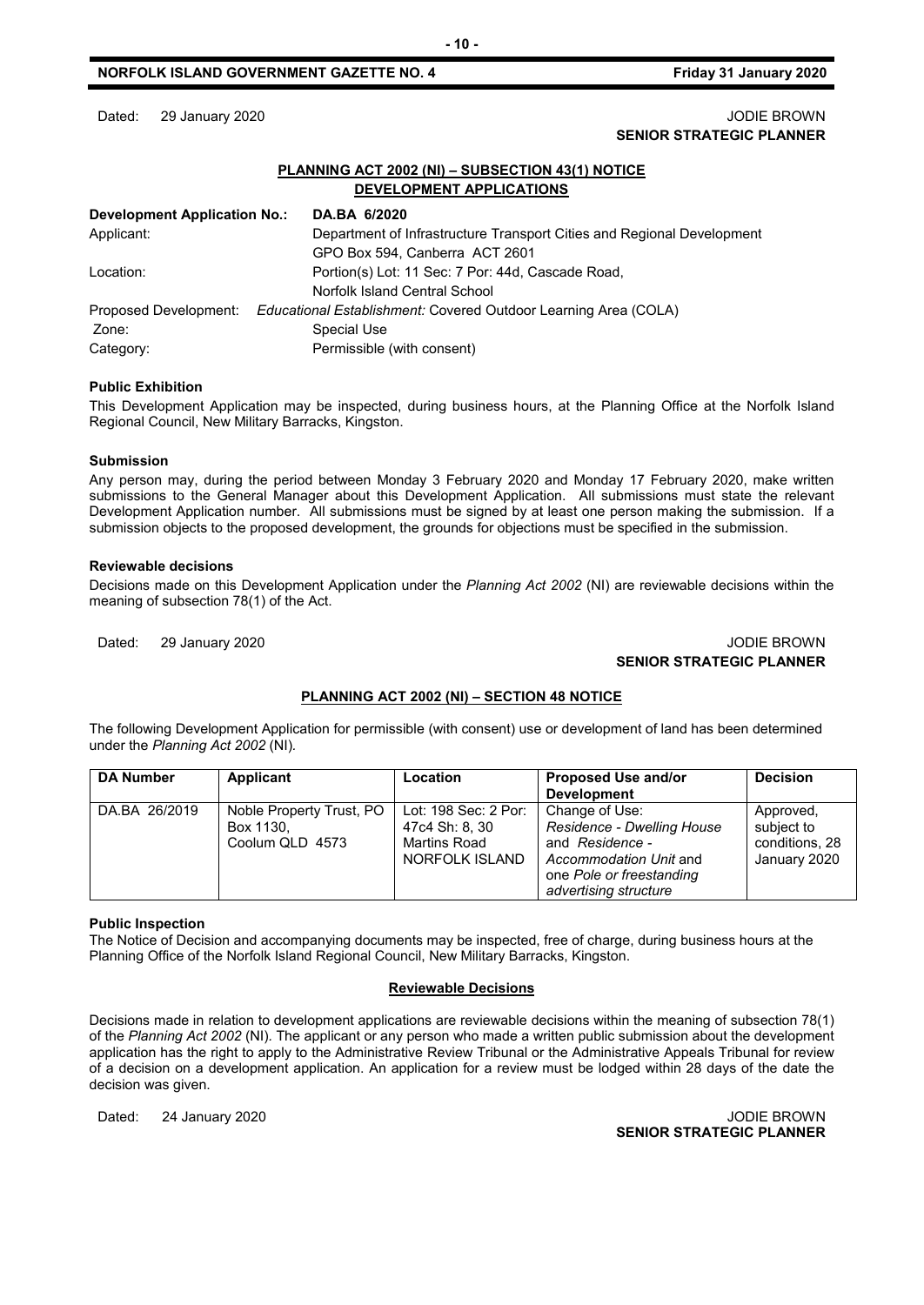Dated: 29 January 2020

JODIE BROWN
**SENIOR STRATEGIC PLANNER**

## PLANNING ACT 2002 (NI) – SUBSECTION 43(1) NOTICE
## DEVELOPMENT APPLICATIONS

| | |
|---|---|
| **Development Application No.:** | **DA.BA 6/2020** |
| Applicant: | Department of Infrastructure Transport Cities and Regional Development<br>GPO Box 594, Canberra ACT 2601 |
| Location: | Portion(s) Lot: 11 Sec: 7 Por: 44d, Cascade Road,<br>Norfolk Island Central School |
| Proposed Development: | *Educational Establishment:* Covered Outdoor Learning Area (COLA) |
| Zone: | Special Use |
| Category: | Permissible (with consent) |

**Public Exhibition**

This Development Application may be inspected, during business hours, at the Planning Office at the Norfolk Island Regional Council, New Military Barracks, Kingston.

**Submission**

Any person may, during the period between Monday 3 February 2020 and Monday 17 February 2020, make written submissions to the General Manager about this Development Application. All submissions must state the relevant Development Application number. All submissions must be signed by at least one person making the submission. If a submission objects to the proposed development, the grounds for objections must be specified in the submission.

**Reviewable decisions**

Decisions made on this Development Application under the *Planning Act 2002* (NI) are reviewable decisions within the meaning of subsection 78(1) of the Act.

Dated: 29 January 2020

JODIE BROWN
**SENIOR STRATEGIC PLANNER**

## PLANNING ACT 2002 (NI) – SECTION 48 NOTICE

The following Development Application for permissible (with consent) use or development of land has been determined under the *Planning Act 2002* (NI).

| DA Number | Applicant | Location | Proposed Use and/or Development | Decision |
|---|---|---|---|---|
| DA.BA 26/2019 | Noble Property Trust, PO Box 1130, Coolum QLD 4573 | Lot: 198 Sec: 2 Por: 47c4 Sh: 8, 30 Martins Road NORFOLK ISLAND | Change of Use: *Residence - Dwelling House* and *Residence - Accommodation Unit* and one *Pole or freestanding advertising structure* | Approved, subject to conditions, 28 January 2020 |

**Public Inspection**

The Notice of Decision and accompanying documents may be inspected, free of charge, during business hours at the Planning Office of the Norfolk Island Regional Council, New Military Barracks, Kingston.

**Reviewable Decisions**

Decisions made in relation to development applications are reviewable decisions within the meaning of subsection 78(1) of the *Planning Act 2002* (NI)*.* The applicant or any person who made a written public submission about the development application has the right to apply to the Administrative Review Tribunal or the Administrative Appeals Tribunal for review of a decision on a development application. An application for a review must be lodged within 28 days of the date the decision was given.

Dated: 24 January 2020

JODIE BROWN
**SENIOR STRATEGIC PLANNER**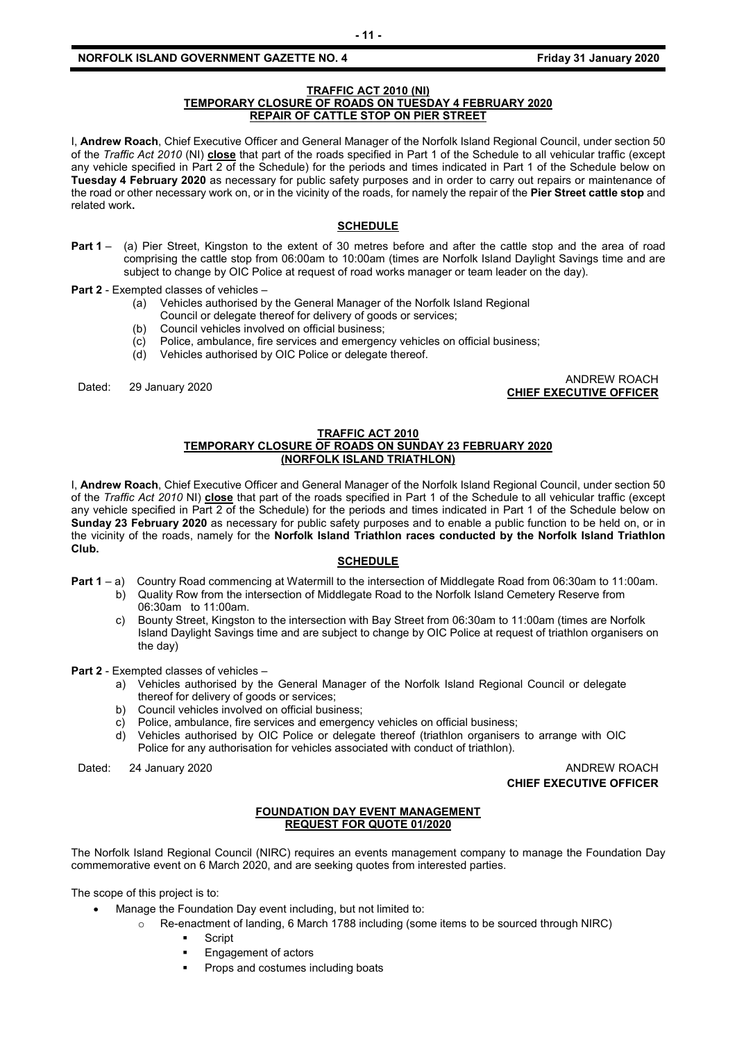**TRAFFIC ACT 2010 (NI)**
**TEMPORARY CLOSURE OF ROADS ON TUESDAY 4 FEBRUARY 2020**
**REPAIR OF CATTLE STOP ON PIER STREET**

I, **Andrew Roach**, Chief Executive Officer and General Manager of the Norfolk Island Regional Council, under section 50 of the *Traffic Act 2010* (NI) **close** that part of the roads specified in Part 1 of the Schedule to all vehicular traffic (except any vehicle specified in Part 2 of the Schedule) for the periods and times indicated in Part 1 of the Schedule below on **Tuesday 4 February 2020** as necessary for public safety purposes and in order to carry out repairs or maintenance of the road or other necessary work on, or in the vicinity of the roads, for namely the repair of the **Pier Street cattle stop** and related work**.**

**SCHEDULE**

**Part 1** – (a) Pier Street, Kingston to the extent of 30 metres before and after the cattle stop and the area of road comprising the cattle stop from 06:00am to 10:00am (times are Norfolk Island Daylight Savings time and are subject to change by OIC Police at request of road works manager or team leader on the day).

**Part 2** - Exempted classes of vehicles –

(a) Vehicles authorised by the General Manager of the Norfolk Island Regional Council or delegate thereof for delivery of goods or services;
(b) Council vehicles involved on official business;
(c) Police, ambulance, fire services and emergency vehicles on official business;
(d) Vehicles authorised by OIC Police or delegate thereof.

Dated: 29 January 2020

ANDREW ROACH
**CHIEF EXECUTIVE OFFICER**

**TRAFFIC ACT 2010**
**TEMPORARY CLOSURE OF ROADS ON SUNDAY 23 FEBRUARY 2020**
**(NORFOLK ISLAND TRIATHLON)**

I, **Andrew Roach**, Chief Executive Officer and General Manager of the Norfolk Island Regional Council, under section 50 of the *Traffic Act 2010* NI) **close** that part of the roads specified in Part 1 of the Schedule to all vehicular traffic (except any vehicle specified in Part 2 of the Schedule) for the periods and times indicated in Part 1 of the Schedule below on **Sunday 23 February 2020** as necessary for public safety purposes and to enable a public function to be held on, or in the vicinity of the roads, namely for the **Norfolk Island Triathlon races conducted by the Norfolk Island Triathlon Club.**

**SCHEDULE**

**Part 1** – a) Country Road commencing at Watermill to the intersection of Middlegate Road from 06:30am to 11:00am.
b) Quality Row from the intersection of Middlegate Road to the Norfolk Island Cemetery Reserve from 06:30am to 11:00am.
c) Bounty Street, Kingston to the intersection with Bay Street from 06:30am to 11:00am (times are Norfolk Island Daylight Savings time and are subject to change by OIC Police at request of triathlon organisers on the day)

**Part 2** - Exempted classes of vehicles –

a) Vehicles authorised by the General Manager of the Norfolk Island Regional Council or delegate thereof for delivery of goods or services;
b) Council vehicles involved on official business;
c) Police, ambulance, fire services and emergency vehicles on official business;
d) Vehicles authorised by OIC Police or delegate thereof (triathlon organisers to arrange with OIC Police for any authorisation for vehicles associated with conduct of triathlon).

Dated: 24 January 2020

ANDREW ROACH
**CHIEF EXECUTIVE OFFICER**

**FOUNDATION DAY EVENT MANAGEMENT**
**REQUEST FOR QUOTE 01/2020**

The Norfolk Island Regional Council (NIRC) requires an events management company to manage the Foundation Day commemorative event on 6 March 2020, and are seeking quotes from interested parties.

The scope of this project is to:

- Manage the Foundation Day event including, but not limited to:
  - Re-enactment of landing, 6 March 1788 including (some items to be sourced through NIRC)
    - Script
    - Engagement of actors
    - Props and costumes including boats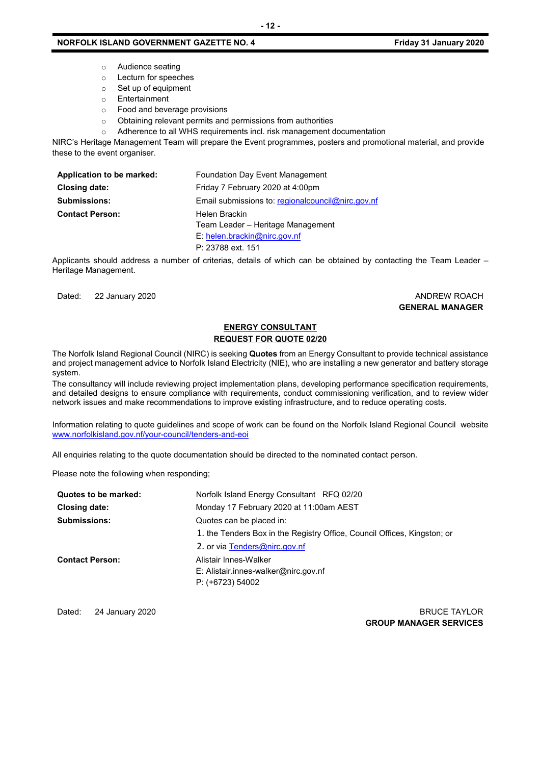- Audience seating
- Lecturn for speeches
- Set up of equipment
- Entertainment
- Food and beverage provisions
- Obtaining relevant permits and permissions from authorities
- Adherence to all WHS requirements incl. risk management documentation

NIRC's Heritage Management Team will prepare the Event programmes, posters and promotional material, and provide these to the event organiser.

| | |
|---|---|
| **Application to be marked:** | Foundation Day Event Management |
| **Closing date:** | Friday 7 February 2020 at 4:00pm |
| **Submissions:** | Email submissions to: regionalcouncil@nirc.gov.nf |
| **Contact Person:** | Helen Brackin<br>Team Leader – Heritage Management<br>E: helen.brackin@nirc.gov.nf<br>P: 23788 ext. 151 |

Applicants should address a number of criterias, details of which can be obtained by contacting the Team Leader – Heritage Management.

Dated: 22 January 2020

ANDREW ROACH
**GENERAL MANAGER**

## ENERGY CONSULTANT
## REQUEST FOR QUOTE 02/20

The Norfolk Island Regional Council (NIRC) is seeking **Quotes** from an Energy Consultant to provide technical assistance and project management advice to Norfolk Island Electricity (NIE), who are installing a new generator and battery storage system.

The consultancy will include reviewing project implementation plans, developing performance specification requirements, and detailed designs to ensure compliance with requirements, conduct commissioning verification, and to review wider network issues and make recommendations to improve existing infrastructure, and to reduce operating costs.

Information relating to quote guidelines and scope of work can be found on the Norfolk Island Regional Council website www.norfolkisland.gov.nf/your-council/tenders-and-eoi

All enquiries relating to the quote documentation should be directed to the nominated contact person.

Please note the following when responding;

| | |
|---|---|
| **Quotes to be marked:** | Norfolk Island Energy Consultant RFQ 02/20 |
| **Closing date:** | Monday 17 February 2020 at 11:00am AEST |
| **Submissions:** | Quotes can be placed in:<br>1. the Tenders Box in the Registry Office, Council Offices, Kingston; or<br>2. or via Tenders@nirc.gov.nf |
| **Contact Person:** | Alistair Innes-Walker<br>E: Alistair.innes-walker@nirc.gov.nf<br>P: (+6723) 54002 |

Dated: 24 January 2020

BRUCE TAYLOR
**GROUP MANAGER SERVICES**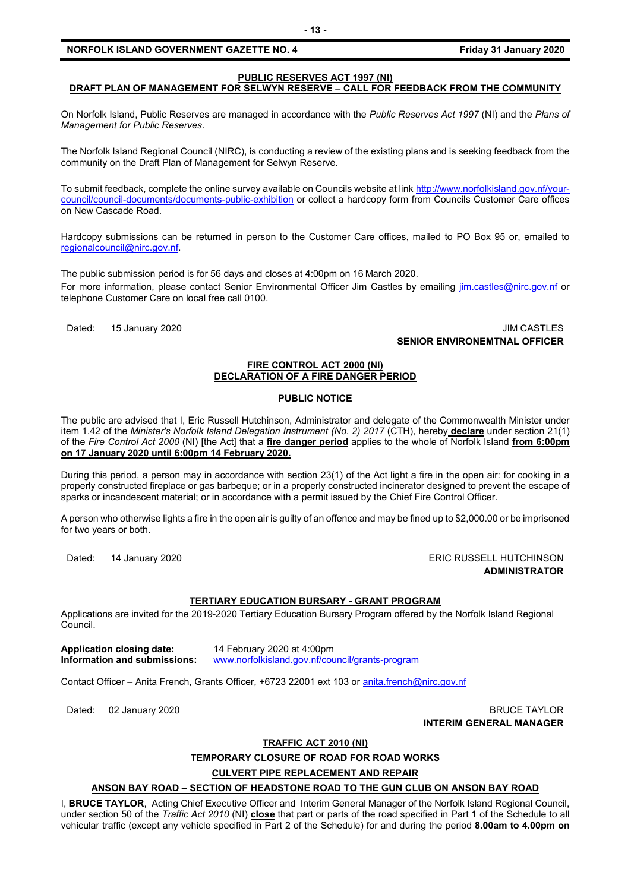**PUBLIC RESERVES ACT 1997 (NI)**
**DRAFT PLAN OF MANAGEMENT FOR SELWYN RESERVE – CALL FOR FEEDBACK FROM THE COMMUNITY**

On Norfolk Island, Public Reserves are managed in accordance with the *Public Reserves Act 1997* (NI) and the *Plans of Management for Public Reserves*.

The Norfolk Island Regional Council (NIRC), is conducting a review of the existing plans and is seeking feedback from the community on the Draft Plan of Management for Selwyn Reserve.

To submit feedback, complete the online survey available on Councils website at link http://www.norfolkisland.gov.nf/your-council/council-documents/documents-public-exhibition or collect a hardcopy form from Councils Customer Care offices on New Cascade Road.

Hardcopy submissions can be returned in person to the Customer Care offices, mailed to PO Box 95 or, emailed to regionalcouncil@nirc.gov.nf.

The public submission period is for 56 days and closes at 4:00pm on 16 March 2020.
For more information, please contact Senior Environmental Officer Jim Castles by emailing jim.castles@nirc.gov.nf or telephone Customer Care on local free call 0100.

Dated: 15 January 2020

JIM CASTLES
**SENIOR ENVIRONEMTNAL OFFICER**

**FIRE CONTROL ACT 2000 (NI)**
**DECLARATION OF A FIRE DANGER PERIOD**

**PUBLIC NOTICE**

The public are advised that I, Eric Russell Hutchinson, Administrator and delegate of the Commonwealth Minister under item 1.42 of the *Minister's Norfolk Island Delegation Instrument (No. 2) 2017* (CTH), hereby **declare** under section 21(1) of the *Fire Control Act 2000* (NI) [the Act] that a **fire danger period** applies to the whole of Norfolk Island **from 6:00pm on 17 January 2020 until 6:00pm 14 February 2020.**

During this period, a person may in accordance with section 23(1) of the Act light a fire in the open air: for cooking in a properly constructed fireplace or gas barbeque; or in a properly constructed incinerator designed to prevent the escape of sparks or incandescent material; or in accordance with a permit issued by the Chief Fire Control Officer.

A person who otherwise lights a fire in the open air is guilty of an offence and may be fined up to $2,000.00 or be imprisoned for two years or both.

Dated: 14 January 2020

ERIC RUSSELL HUTCHINSON
**ADMINISTRATOR**

**TERTIARY EDUCATION BURSARY - GRANT PROGRAM**

Applications are invited for the 2019-2020 Tertiary Education Bursary Program offered by the Norfolk Island Regional Council.

**Application closing date:** 14 February 2020 at 4:00pm
**Information and submissions:** www.norfolkisland.gov.nf/council/grants-program

Contact Officer – Anita French, Grants Officer, +6723 22001 ext 103 or anita.french@nirc.gov.nf

Dated: 02 January 2020

BRUCE TAYLOR
**INTERIM GENERAL MANAGER**

**TRAFFIC ACT 2010 (NI)**

**TEMPORARY CLOSURE OF ROAD FOR ROAD WORKS**

**CULVERT PIPE REPLACEMENT AND REPAIR**

**ANSON BAY ROAD – SECTION OF HEADSTONE ROAD TO THE GUN CLUB ON ANSON BAY ROAD**

I, **BRUCE TAYLOR**, Acting Chief Executive Officer and Interim General Manager of the Norfolk Island Regional Council, under section 50 of the *Traffic Act 2010* (NI) **close** that part or parts of the road specified in Part 1 of the Schedule to all vehicular traffic (except any vehicle specified in Part 2 of the Schedule) for and during the period **8.00am to 4.00pm on**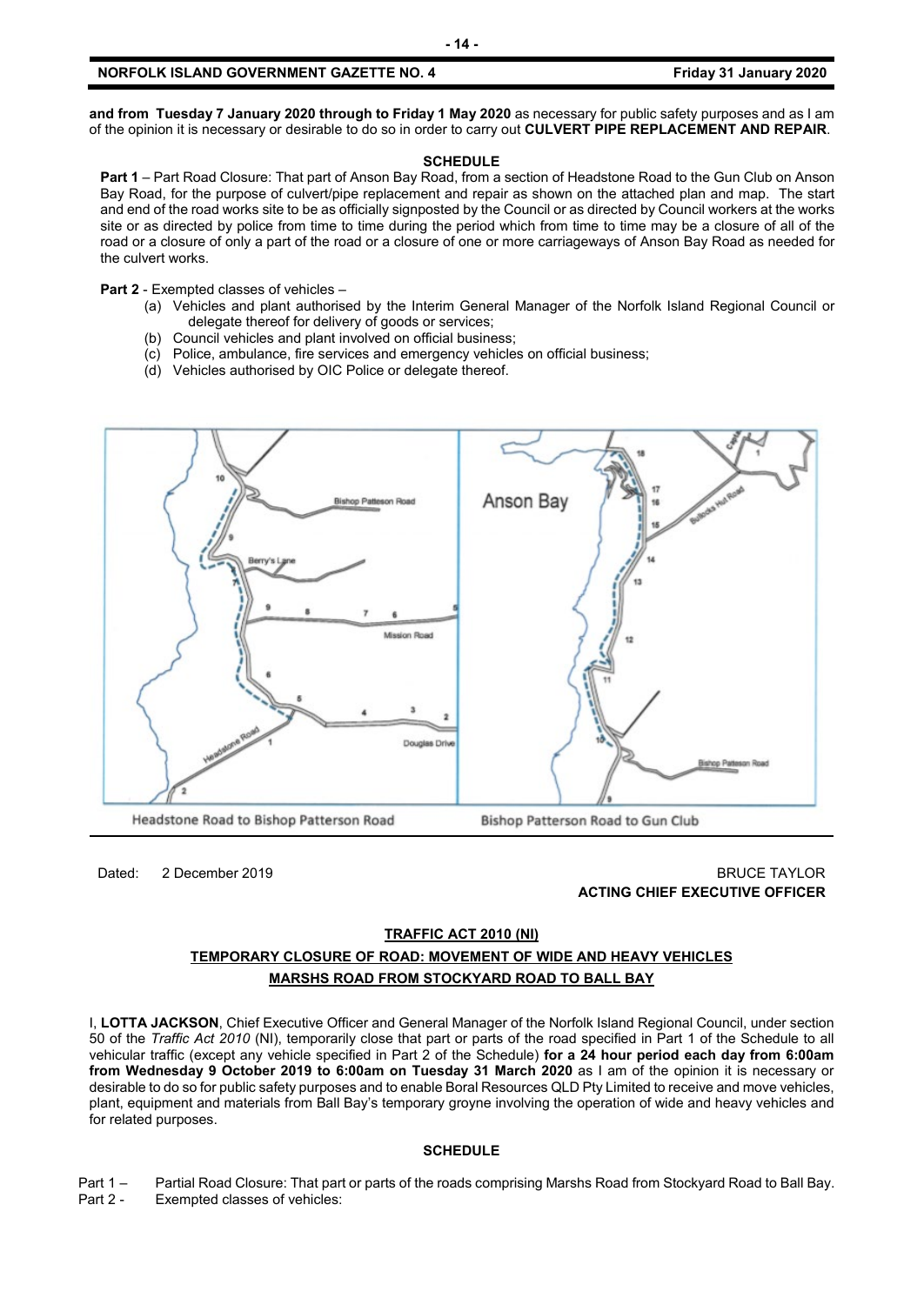**and from Tuesday 7 January 2020 through to Friday 1 May 2020** as necessary for public safety purposes and as I am of the opinion it is necessary or desirable to do so in order to carry out **CULVERT PIPE REPLACEMENT AND REPAIR**.

**SCHEDULE**

**Part 1** – Part Road Closure: That part of Anson Bay Road, from a section of Headstone Road to the Gun Club on Anson Bay Road, for the purpose of culvert/pipe replacement and repair as shown on the attached plan and map. The start and end of the road works site to be as officially signposted by the Council or as directed by Council workers at the works site or as directed by police from time to time during the period which from time to time may be a closure of all of the road or a closure of only a part of the road or a closure of one or more carriageways of Anson Bay Road as needed for the culvert works.

**Part 2** - Exempted classes of vehicles –

(a) Vehicles and plant authorised by the Interim General Manager of the Norfolk Island Regional Council or delegate thereof for delivery of goods or services;
(b) Council vehicles and plant involved on official business;
(c) Police, ambulance, fire services and emergency vehicles on official business;
(d) Vehicles authorised by OIC Police or delegate thereof.

Bishop Patteson Road
Berry's Lane
Mission Road
Douglas Drive
Headstone Road
Anson Bay
Bullocks Hut Road
Bishop Patteson Road

Headstone Road to Bishop Patterson Road

Bishop Patterson Road to Gun Club

Dated: 2 December 2019

BRUCE TAYLOR
**ACTING CHIEF EXECUTIVE OFFICER**

## TRAFFIC ACT 2010 (NI)

## TEMPORARY CLOSURE OF ROAD: MOVEMENT OF WIDE AND HEAVY VEHICLES

## MARSHS ROAD FROM STOCKYARD ROAD TO BALL BAY

I, **LOTTA JACKSON**, Chief Executive Officer and General Manager of the Norfolk Island Regional Council, under section 50 of the *Traffic Act 2010* (NI), temporarily close that part or parts of the road specified in Part 1 of the Schedule to all vehicular traffic (except any vehicle specified in Part 2 of the Schedule) **for a 24 hour period each day from 6:00am from Wednesday 9 October 2019 to 6:00am on Tuesday 31 March 2020** as I am of the opinion it is necessary or desirable to do so for public safety purposes and to enable Boral Resources QLD Pty Limited to receive and move vehicles, plant, equipment and materials from Ball Bay's temporary groyne involving the operation of wide and heavy vehicles and for related purposes.

**SCHEDULE**

Part 1 – Partial Road Closure: That part or parts of the roads comprising Marshs Road from Stockyard Road to Ball Bay.

Part 2 - Exempted classes of vehicles: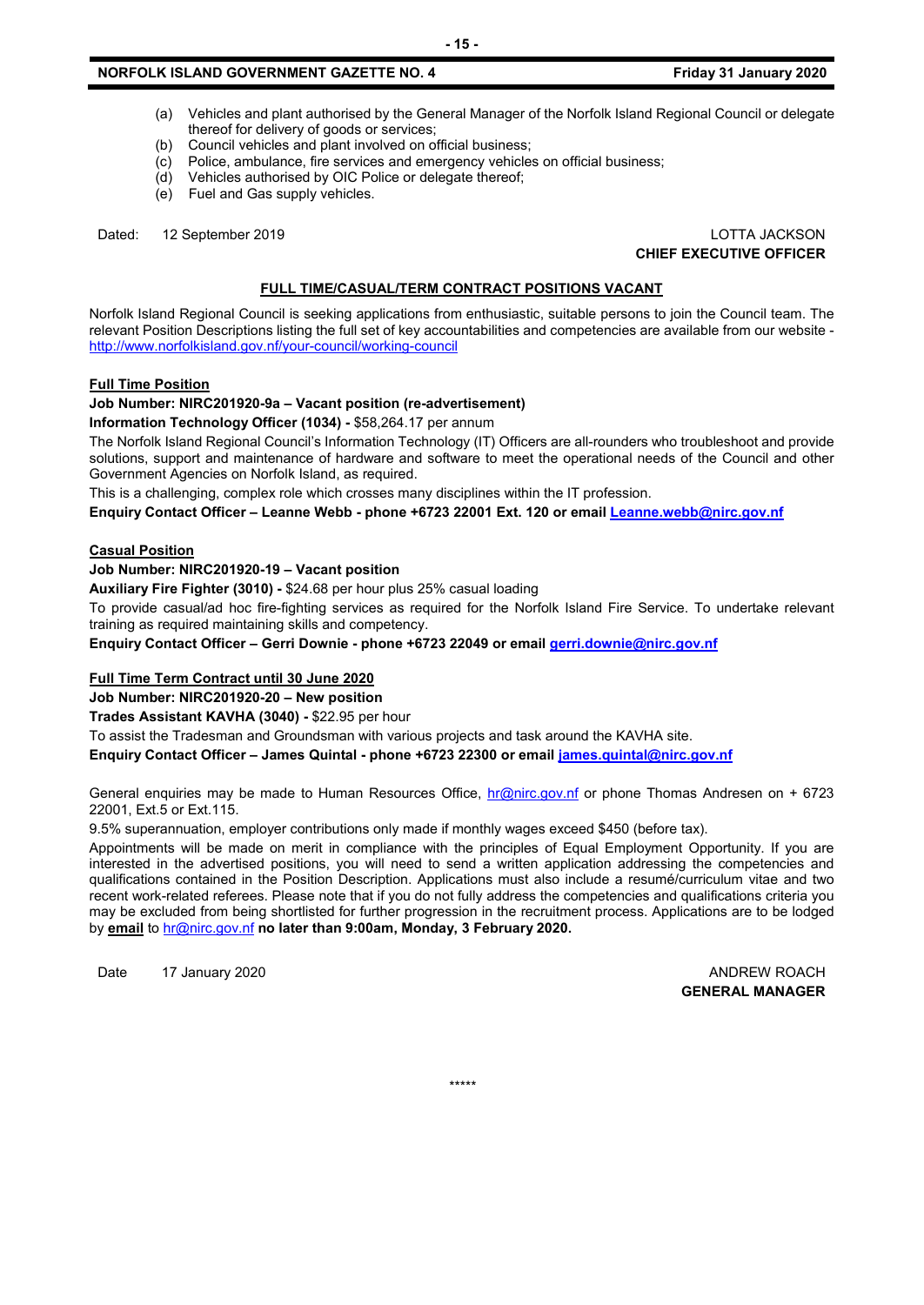(a) Vehicles and plant authorised by the General Manager of the Norfolk Island Regional Council or delegate thereof for delivery of goods or services;
(b) Council vehicles and plant involved on official business;
(c) Police, ambulance, fire services and emergency vehicles on official business;
(d) Vehicles authorised by OIC Police or delegate thereof;
(e) Fuel and Gas supply vehicles.

Dated: 12 September 2019

LOTTA JACKSON
**CHIEF EXECUTIVE OFFICER**

## FULL TIME/CASUAL/TERM CONTRACT POSITIONS VACANT

Norfolk Island Regional Council is seeking applications from enthusiastic, suitable persons to join the Council team. The relevant Position Descriptions listing the full set of key accountabilities and competencies are available from our website - http://www.norfolkisland.gov.nf/your-council/working-council

**Full Time Position**

**Job Number: NIRC201920-9a – Vacant position (re-advertisement)**

**Information Technology Officer (1034) -** $58,264.17 per annum

The Norfolk Island Regional Council's Information Technology (IT) Officers are all-rounders who troubleshoot and provide solutions, support and maintenance of hardware and software to meet the operational needs of the Council and other Government Agencies on Norfolk Island, as required.

This is a challenging, complex role which crosses many disciplines within the IT profession.

**Enquiry Contact Officer – Leanne Webb - phone +6723 22001 Ext. 120 or email Leanne.webb@nirc.gov.nf**

**Casual Position**

**Job Number: NIRC201920-19 – Vacant position**

**Auxiliary Fire Fighter (3010) -** $24.68 per hour plus 25% casual loading

To provide casual/ad hoc fire-fighting services as required for the Norfolk Island Fire Service. To undertake relevant training as required maintaining skills and competency.

**Enquiry Contact Officer – Gerri Downie - phone +6723 22049 or email gerri.downie@nirc.gov.nf**

**Full Time Term Contract until 30 June 2020**

**Job Number: NIRC201920-20 – New position**

**Trades Assistant KAVHA (3040) -** $22.95 per hour

To assist the Tradesman and Groundsman with various projects and task around the KAVHA site.

**Enquiry Contact Officer – James Quintal - phone +6723 22300 or email james.quintal@nirc.gov.nf**

General enquiries may be made to Human Resources Office, hr@nirc.gov.nf or phone Thomas Andresen on + 6723 22001, Ext.5 or Ext.115.

9.5% superannuation, employer contributions only made if monthly wages exceed $450 (before tax).

Appointments will be made on merit in compliance with the principles of Equal Employment Opportunity. If you are interested in the advertised positions, you will need to send a written application addressing the competencies and qualifications contained in the Position Description. Applications must also include a resumé/curriculum vitae and two recent work-related referees. Please note that if you do not fully address the competencies and qualifications criteria you may be excluded from being shortlisted for further progression in the recruitment process. Applications are to be lodged by **email** to hr@nirc.gov.nf **no later than 9:00am, Monday, 3 February 2020.**

Date 17 January 2020

ANDREW ROACH
**GENERAL MANAGER**

*****